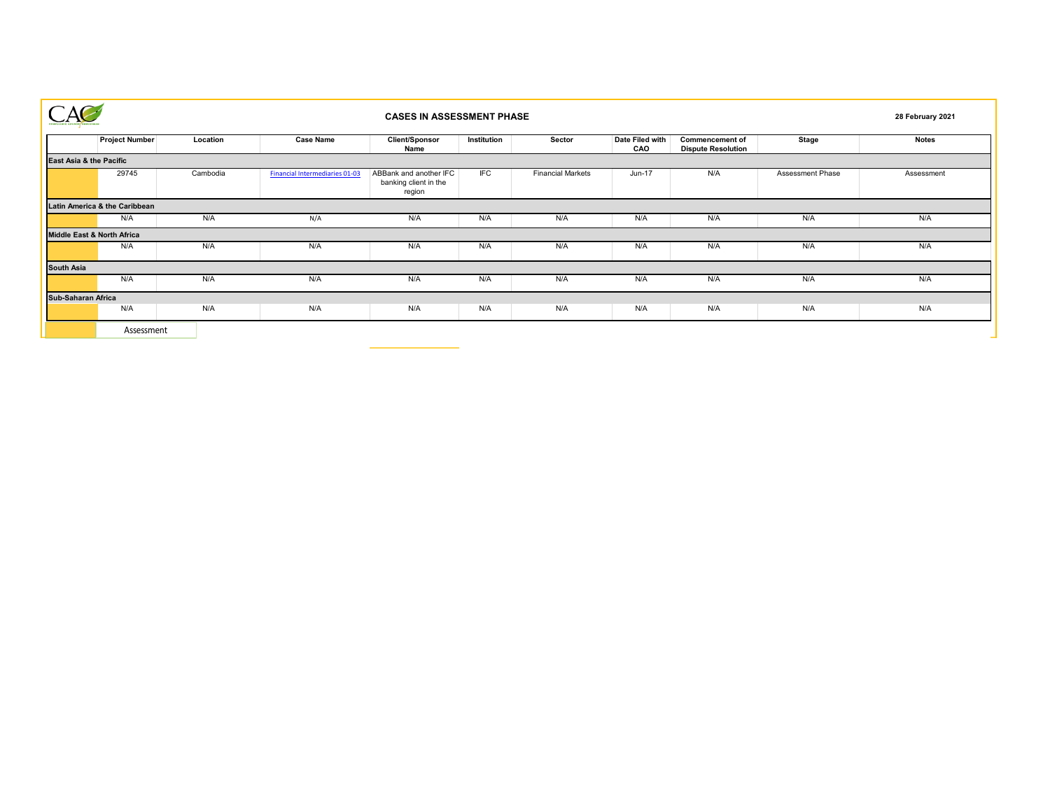# CASES IN ASSESSMENT PHASE

**28 February 2021**

| | Project Number | Location | Case Name | Client/Sponsor Name | Institution | Sector | Date Filed with CAO | Commencement of Dispute Resolution | Stage | Notes |
|---|---|---|---|---|---|---|---|---|---|---|
| **East Asia & the Pacific** | | | | | | | | | | |
| | 29745 | Cambodia | Financial Intermediaries 01-03 | ABBank and another IFC banking client in the region | IFC | Financial Markets | Jun-17 | N/A | Assessment Phase | Assessment |
| **Latin America & the Caribbean** | | | | | | | | | | |
| | N/A | N/A | N/A | N/A | N/A | N/A | N/A | N/A | N/A | N/A |
| **Middle East & North Africa** | | | | | | | | | | |
| | N/A | N/A | N/A | N/A | N/A | N/A | N/A | N/A | N/A | N/A |
| **South Asia** | | | | | | | | | | |
| | N/A | N/A | N/A | N/A | N/A | N/A | N/A | N/A | N/A | N/A |
| **Sub-Saharan Africa** | | | | | | | | | | |
| | N/A | N/A | N/A | N/A | N/A | N/A | N/A | N/A | N/A | N/A |

Assessment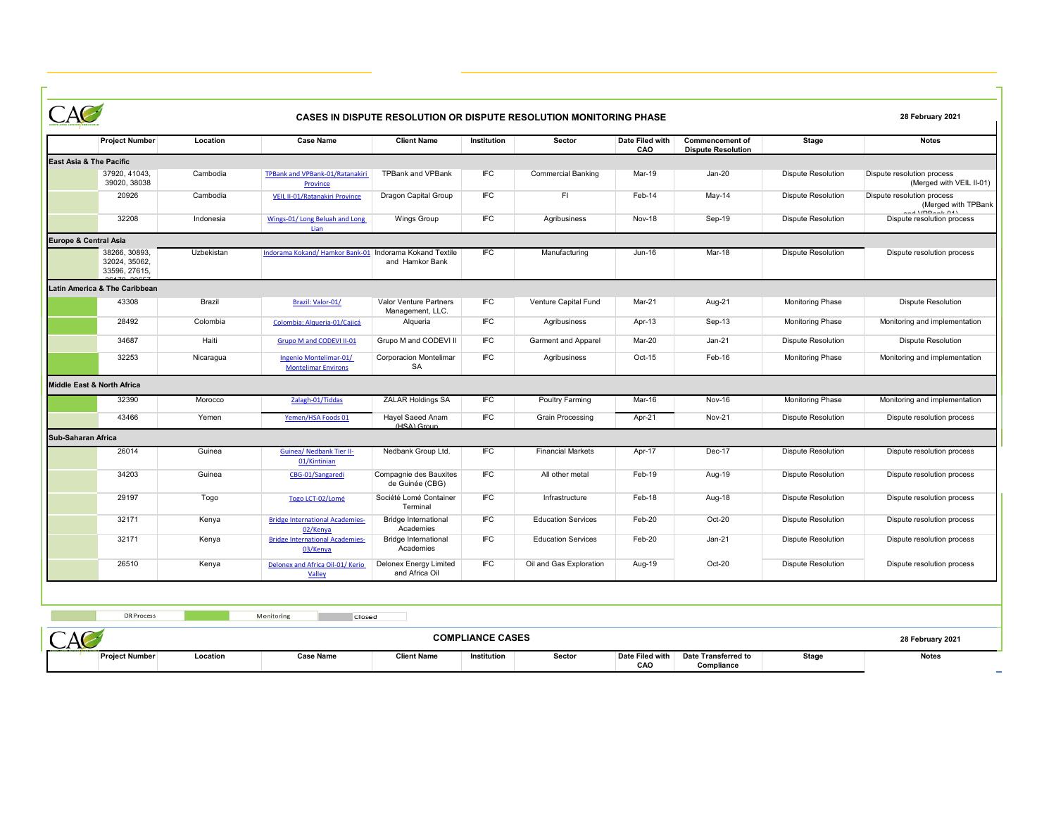## CASES IN DISPUTE RESOLUTION OR DISPUTE RESOLUTION MONITORING PHASE

28 February 2021

| | Project Number | Location | Case Name | Client Name | Institution | Sector | Date Filed with CAO | Commencement of Dispute Resolution | Stage | Notes |
|---|---|---|---|---|---|---|---|---|---|---|
| **East Asia & The Pacific** | | | | | | | | | | |
| | 37920, 41043, 39020, 38038 | Cambodia | TPBank and VPBank-01/Ratanakiri Province | TPBank and VPBank | IFC | Commercial Banking | Mar-19 | Jan-20 | Dispute Resolution | Dispute resolution process (Merged with VEIL II-01) |
| | 20926 | Cambodia | VEIL II-01/Ratanakiri Province | Dragon Capital Group | IFC | FI | Feb-14 | May-14 | Dispute Resolution | Dispute resolution process (Merged with TPBank and VPBank-01) |
| | 32208 | Indonesia | Wings-01/ Long Beluah and Long Lian | Wings Group | IFC | Agribusiness | Nov-18 | Sep-19 | Dispute Resolution | Dispute resolution process |
| **Europe & Central Asia** | | | | | | | | | | |
| | 38266, 30893, 32024, 35062, 33596, 27615, 30470, 30657 | Uzbekistan | Indorama Kokand/ Hamkor Bank-01 | Indorama Kokand Textile and Hamkor Bank | IFC | Manufacturing | Jun-16 | Mar-18 | Dispute Resolution | Dispute resolution process |
| **Latin America & The Caribbean** | | | | | | | | | | |
| | 43308 | Brazil | Brazil: Valor-01/ | Valor Venture Partners Management, LLC. | IFC | Venture Capital Fund | Mar-21 | Aug-21 | Monitoring Phase | Dispute Resolution |
| | 28492 | Colombia | Colombia: Alqueria-01/Cajicá | Alqueria | IFC | Agribusiness | Apr-13 | Sep-13 | Monitoring Phase | Monitoring and implementation |
| | 34687 | Haiti | Grupo M and CODEVI II-01 | Grupo M and CODEVI II | IFC | Garment and Apparel | Mar-20 | Jan-21 | Dispute Resolution | Dispute Resolution |
| | 32253 | Nicaragua | Ingenio Montelimar-01/ Montelimar Environs | Corporacion Montelimar SA | IFC | Agribusiness | Oct-15 | Feb-16 | Monitoring Phase | Monitoring and implementation |
| **Middle East & North Africa** | | | | | | | | | | |
| | 32390 | Morocco | Zalagh-01/Tiddas | ZALAR Holdings SA | IFC | Poultry Farming | Mar-16 | Nov-16 | Monitoring Phase | Monitoring and implementation |
| | 43466 | Yemen | Yemen/HSA Foods 01 | Hayel Saeed Anam (HSA) Group | IFC | Grain Processing | Apr-21 | Nov-21 | Dispute Resolution | Dispute resolution process |
| **Sub-Saharan Africa** | | | | | | | | | | |
| | 26014 | Guinea | Guinea/ Nedbank Tier II-01/Kintinian | Nedbank Group Ltd. | IFC | Financial Markets | Apr-17 | Dec-17 | Dispute Resolution | Dispute resolution process |
| | 34203 | Guinea | CBG-01/Sangaredi | Compagnie des Bauxites de Guinée (CBG) | IFC | All other metal | Feb-19 | Aug-19 | Dispute Resolution | Dispute resolution process |
| | 29197 | Togo | Togo LCT-02/Lomé | Société Lomé Container Terminal | IFC | Infrastructure | Feb-18 | Aug-18 | Dispute Resolution | Dispute resolution process |
| | 32171 | Kenya | Bridge International Academies-02/Kenya | Bridge International Academies | IFC | Education Services | Feb-20 | Oct-20 | Dispute Resolution | Dispute resolution process |
| | 32171 | Kenya | Bridge International Academies-03/Kenya | Bridge International Academies | IFC | Education Services | Feb-20 | Jan-21 | Dispute Resolution | Dispute resolution process |
| | 26510 | Kenya | Delonex and Africa Oil-01/ Kerio Valley | Delonex Energy Limited and Africa Oil | IFC | Oil and Gas Exploration | Aug-19 | Oct-20 | Dispute Resolution | Dispute resolution process |

DR Process | Monitoring | Closed

## COMPLIANCE CASES

28 February 2021

| | Project Number | Location | Case Name | Client Name | Institution | Sector | Date Filed with CAO | Date Transferred to Compliance | Stage | Notes |
|---|---|---|---|---|---|---|---|---|---|---|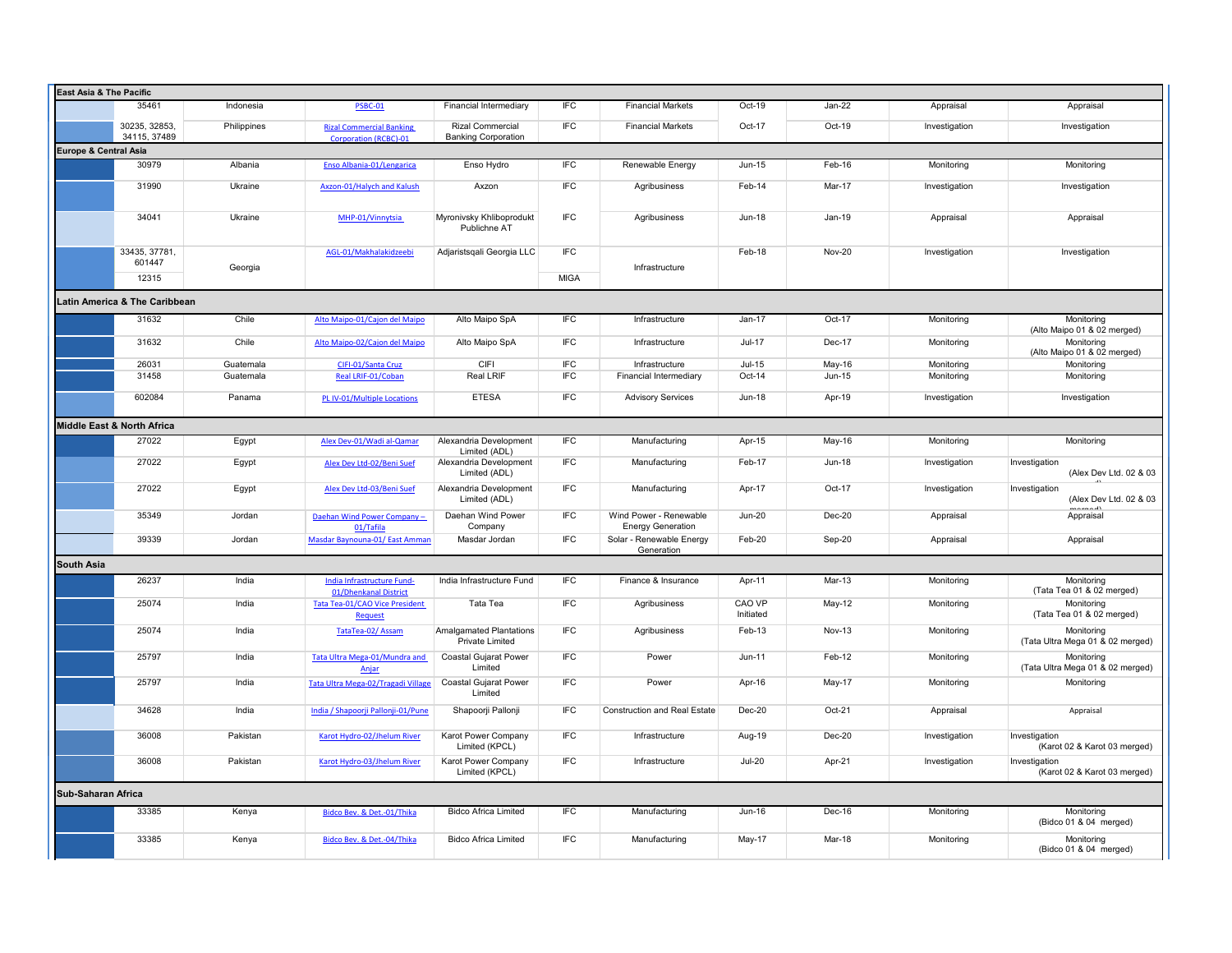| | | | | | | | | | | |
|---|---|---|---|---|---|---|---|---|---|---|
| **East Asia & The Pacific** | | | | | | | | | | |
| | 35461 | Indonesia | PSBC-01 | Financial Intermediary | IFC | Financial Markets | Oct-19 | Jan-22 | Appraisal | Appraisal |
| | 30235, 32853, 34115, 37489 | Philippines | Rizal Commercial Banking Corporation (RCBC)-01 | Rizal Commercial Banking Corporation | IFC | Financial Markets | Oct-17 | Oct-19 | Investigation | Investigation |
| **Europe & Central Asia** | | | | | | | | | | |
| | 30979 | Albania | Enso Albania-01/Lengarica | Enso Hydro | IFC | Renewable Energy | Jun-15 | Feb-16 | Monitoring | Monitoring |
| | 31990 | Ukraine | Axzon-01/Halych and Kalush | Axzon | IFC | Agribusiness | Feb-14 | Mar-17 | Investigation | Investigation |
| | 34041 | Ukraine | MHP-01/Vinnytsia | Myronivsky Khliboprodukt Publichne AT | IFC | Agribusiness | Jun-18 | Jan-19 | Appraisal | Appraisal |
| | 33435, 37781, 601447 | Georgia | AGL-01/Makhalakidzeebi | Adjaristsqali Georgia LLC | IFC | Infrastructure | Feb-18 | Nov-20 | Investigation | Investigation |
| | 12315 | | | | MIGA | | | | | |
| **Latin America & The Caribbean** | | | | | | | | | | |
| | 31632 | Chile | Alto Maipo-01/Cajon del Maipo | Alto Maipo SpA | IFC | Infrastructure | Jan-17 | Oct-17 | Monitoring | Monitoring (Alto Maipo 01 & 02 merged) |
| | 31632 | Chile | Alto Maipo-02/Cajon del Maipo | Alto Maipo SpA | IFC | Infrastructure | Jul-17 | Dec-17 | Monitoring | Monitoring (Alto Maipo 01 & 02 merged) |
| | 26031 | Guatemala | CIFI-01/Santa Cruz | CIFI | IFC | Infrastructure | Jul-15 | May-16 | Monitoring | Monitoring |
| | 31458 | Guatemala | Real LRIF-01/Coban | Real LRIF | IFC | Financial Intermediary | Oct-14 | Jun-15 | Monitoring | Monitoring |
| | 602084 | Panama | PL IV-01/Multiple Locations | ETESA | IFC | Advisory Services | Jun-18 | Apr-19 | Investigation | Investigation |
| **Middle East & North Africa** | | | | | | | | | | |
| | 27022 | Egypt | Alex Dev-01/Wadi al-Qamar | Alexandria Development Limited (ADL) | IFC | Manufacturing | Apr-15 | May-16 | Monitoring | Monitoring |
| | 27022 | Egypt | Alex Dev Ltd-02/Beni Suef | Alexandria Development Limited (ADL) | IFC | Manufacturing | Feb-17 | Jun-18 | Investigation | Investigation (Alex Dev Ltd. 02 & 03 merged) |
| | 27022 | Egypt | Alex Dev Ltd-03/Beni Suef | Alexandria Development Limited (ADL) | IFC | Manufacturing | Apr-17 | Oct-17 | Investigation | Investigation (Alex Dev Ltd. 02 & 03 merged) |
| | 35349 | Jordan | Daehan Wind Power Company – 01/Tafila | Daehan Wind Power Company | IFC | Wind Power - Renewable Energy Generation | Jun-20 | Dec-20 | Appraisal | Appraisal |
| | 39339 | Jordan | Masdar Baynouna-01/ East Amman | Masdar Jordan | IFC | Solar - Renewable Energy Generation | Feb-20 | Sep-20 | Appraisal | Appraisal |
| **South Asia** | | | | | | | | | | |
| | 26237 | India | India Infrastructure Fund-01/Dhenkanal District | India Infrastructure Fund | IFC | Finance & Insurance | Apr-11 | Mar-13 | Monitoring | Monitoring (Tata Tea 01 & 02 merged) |
| | 25074 | India | Tata Tea-01/CAO Vice President Request | Tata Tea | IFC | Agribusiness | CAO VP Initiated | May-12 | Monitoring | Monitoring (Tata Tea 01 & 02 merged) |
| | 25074 | India | TataTea-02/ Assam | Amalgamated Plantations Private Limited | IFC | Agribusiness | Feb-13 | Nov-13 | Monitoring | Monitoring (Tata Ultra Mega 01 & 02 merged) |
| | 25797 | India | Tata Ultra Mega-01/Mundra and Anjar | Coastal Gujarat Power Limited | IFC | Power | Jun-11 | Feb-12 | Monitoring | Monitoring (Tata Ultra Mega 01 & 02 merged) |
| | 25797 | India | Tata Ultra Mega-02/Tragadi Village | Coastal Gujarat Power Limited | IFC | Power | Apr-16 | May-17 | Monitoring | Monitoring |
| | 34628 | India | India / Shapoorji Pallonji-01/Pune | Shapoorji Pallonji | IFC | Construction and Real Estate | Dec-20 | Oct-21 | Appraisal | Appraisal |
| | 36008 | Pakistan | Karot Hydro-02/Jhelum River | Karot Power Company Limited (KPCL) | IFC | Infrastructure | Aug-19 | Dec-20 | Investigation | Investigation (Karot 02 & Karot 03 merged) |
| | 36008 | Pakistan | Karot Hydro-03/Jhelum River | Karot Power Company Limited (KPCL) | IFC | Infrastructure | Jul-20 | Apr-21 | Investigation | Investigation (Karot 02 & Karot 03 merged) |
| **Sub-Saharan Africa** | | | | | | | | | | |
| | 33385 | Kenya | Bidco Bev. & Det.-01/Thika | Bidco Africa Limited | IFC | Manufacturing | Jun-16 | Dec-16 | Monitoring | Monitoring (Bidco 01 & 04 merged) |
| | 33385 | Kenya | Bidco Bev. & Det.-04/Thika | Bidco Africa Limited | IFC | Manufacturing | May-17 | Mar-18 | Monitoring | Monitoring (Bidco 01 & 04 merged) |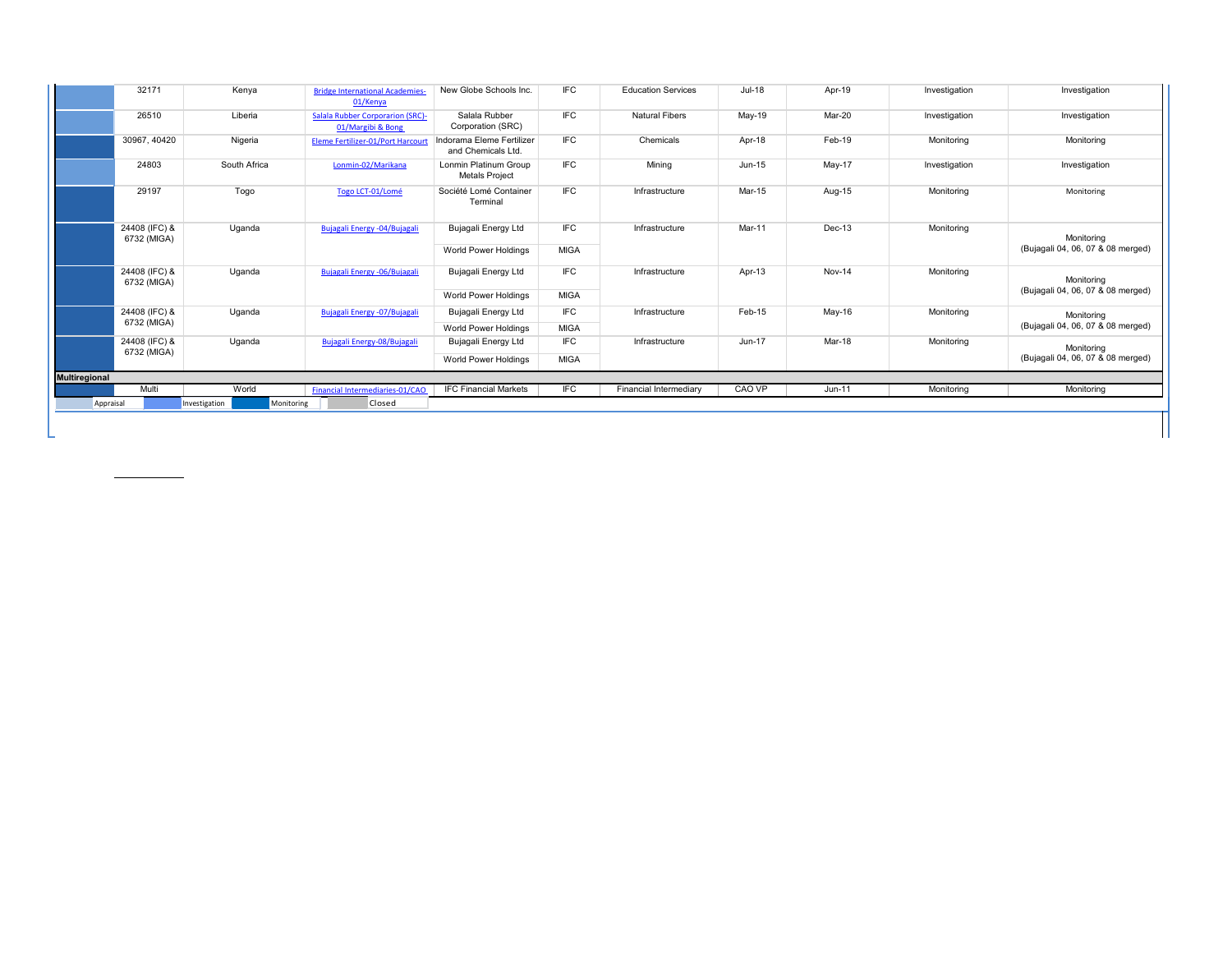| | | | | | | | | | | |
|---|---|---|---|---|---|---|---|---|---|---|
| | 32171 | Kenya | Bridge International Academies-01/Kenya | New Globe Schools Inc. | IFC | Education Services | Jul-18 | Apr-19 | Investigation | Investigation |
| | 26510 | Liberia | Salala Rubber Corporarion (SRC)-01/Margibi & Bong | Salala Rubber Corporation (SRC) | IFC | Natural Fibers | May-19 | Mar-20 | Investigation | Investigation |
| | 30967, 40420 | Nigeria | Eleme Fertilizer-01/Port Harcourt | Indorama Eleme Fertilizer and Chemicals Ltd. | IFC | Chemicals | Apr-18 | Feb-19 | Monitoring | Monitoring |
| | 24803 | South Africa | Lonmin-02/Marikana | Lonmin Platinum Group Metals Project | IFC | Mining | Jun-15 | May-17 | Investigation | Investigation |
| | 29197 | Togo | Togo LCT-01/Lomé | Société Lomé Container Terminal | IFC | Infrastructure | Mar-15 | Aug-15 | Monitoring | Monitoring |
| | 24408 (IFC) & 6732 (MIGA) | Uganda | Bujagali Energy -04/Bujagali | Bujagali Energy Ltd | IFC | Infrastructure | Mar-11 | Dec-13 | Monitoring | Monitoring (Bujagali 04, 06, 07 & 08 merged) |
| | | | | World Power Holdings | MIGA | | | | | |
| | 24408 (IFC) & 6732 (MIGA) | Uganda | Bujagali Energy -06/Bujagali | Bujagali Energy Ltd | IFC | Infrastructure | Apr-13 | Nov-14 | Monitoring | Monitoring (Bujagali 04, 06, 07 & 08 merged) |
| | | | | World Power Holdings | MIGA | | | | | |
| | 24408 (IFC) & 6732 (MIGA) | Uganda | Bujagali Energy -07/Bujagali | Bujagali Energy Ltd | IFC | Infrastructure | Feb-15 | May-16 | Monitoring | Monitoring (Bujagali 04, 06, 07 & 08 merged) |
| | | | | World Power Holdings | MIGA | | | | | |
| | 24408 (IFC) & 6732 (MIGA) | Uganda | Bujagali Energy-08/Bujagali | Bujagali Energy Ltd | IFC | Infrastructure | Jun-17 | Mar-18 | Monitoring | Monitoring (Bujagali 04, 06, 07 & 08 merged) |
| | | | | World Power Holdings | MIGA | | | | | |
| **Multiregional** | | | | | | | | | | |
| | Multi | World | Financial Intermediaries-01/CAO | IFC Financial Markets | IFC | Financial Intermediary | CAO VP | Jun-11 | Monitoring | Monitoring |

Appraisal | Investigation | Monitoring | Closed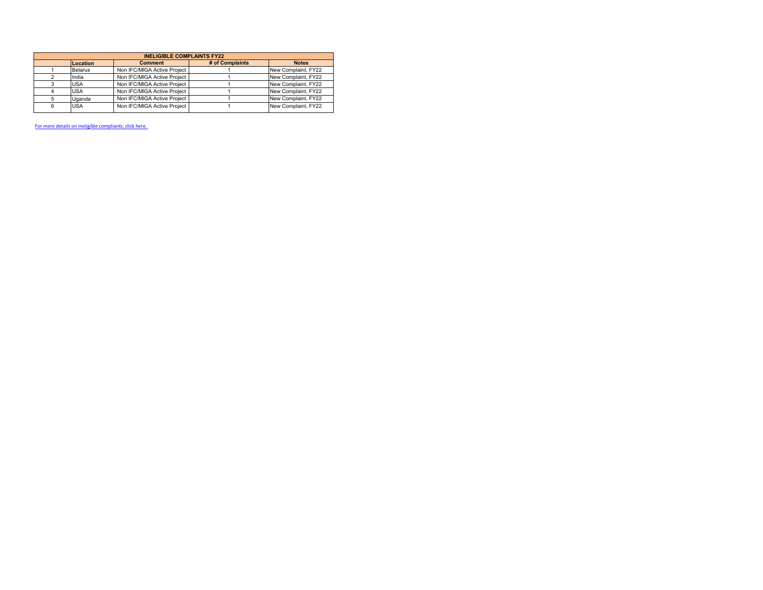| INELIGIBLE COMPLAINTS FY22 | | | | |
|---|---|---|---|---|
| | Location | Comment | # of Complaints | Notes |
| 1 | Belarus | Non IFC/MIGA Active Project | 1 | New Complaint, FY22 |
| 2 | India | Non IFC/MIGA Active Project | 1 | New Complaint, FY22 |
| 3 | USA | Non IFC/MIGA Active Project | 1 | New Complaint, FY22 |
| 4 | USA | Non IFC/MIGA Active Project | 1 | New Complaint, FY22 |
| 5 | Uganda | Non IFC/MIGA Active Project | 1 | New Complaint, FY22 |
| 6 | USA | Non IFC/MIGA Active Project | 1 | New Complaint, FY22 |

For more details on ineligible compliants, click here.